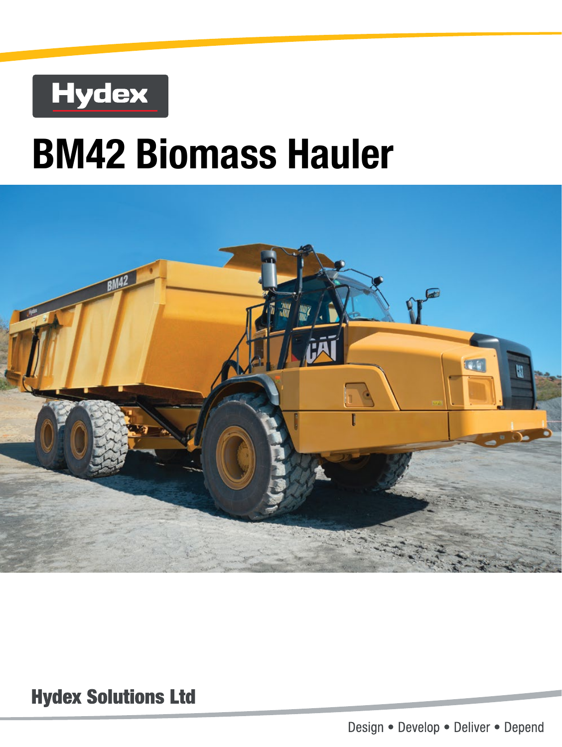Hydex

# BM42 Biomass Hauler

**Hydex Solutions Ltd**

Design • Develop • Deliver • Depend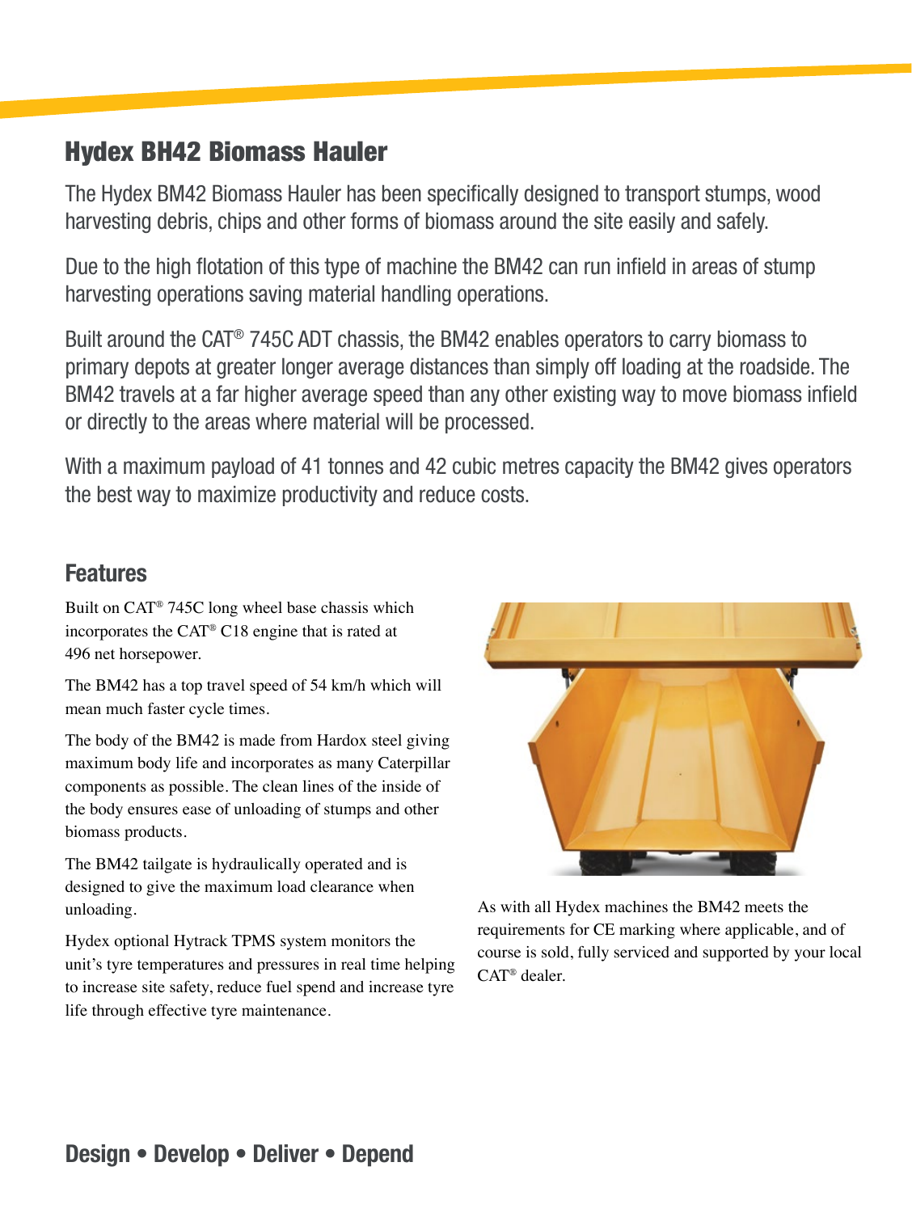## Hydex BH42 Biomass Hauler

The Hydex BM42 Biomass Hauler has been specifically designed to transport stumps, wood harvesting debris, chips and other forms of biomass around the site easily and safely.

Due to the high flotation of this type of machine the BM42 can run infield in areas of stump harvesting operations saving material handling operations.

Built around the CAT® 745C ADT chassis, the BM42 enables operators to carry biomass to primary depots at greater longer average distances than simply off loading at the roadside. The BM42 travels at a far higher average speed than any other existing way to move biomass infield or directly to the areas where material will be processed.

With a maximum payload of 41 tonnes and 42 cubic metres capacity the BM42 gives operators the best way to maximize productivity and reduce costs.

### Features

Built on CAT® 745C long wheel base chassis which incorporates the CAT® C18 engine that is rated at 496 net horsepower.

The BM42 has a top travel speed of 54 km/h which will mean much faster cycle times.

The body of the BM42 is made from Hardox steel giving maximum body life and incorporates as many Caterpillar components as possible. The clean lines of the inside of the body ensures ease of unloading of stumps and other biomass products.

The BM42 tailgate is hydraulically operated and is designed to give the maximum load clearance when unloading.

Hydex optional Hytrack TPMS system monitors the unit's tyre temperatures and pressures in real time helping to increase site safety, reduce fuel spend and increase tyre life through effective tyre maintenance.

As with all Hydex machines the BM42 meets the requirements for CE marking where applicable, and of course is sold, fully serviced and supported by your local CAT® dealer.

**Design • Develop • Deliver • Depend**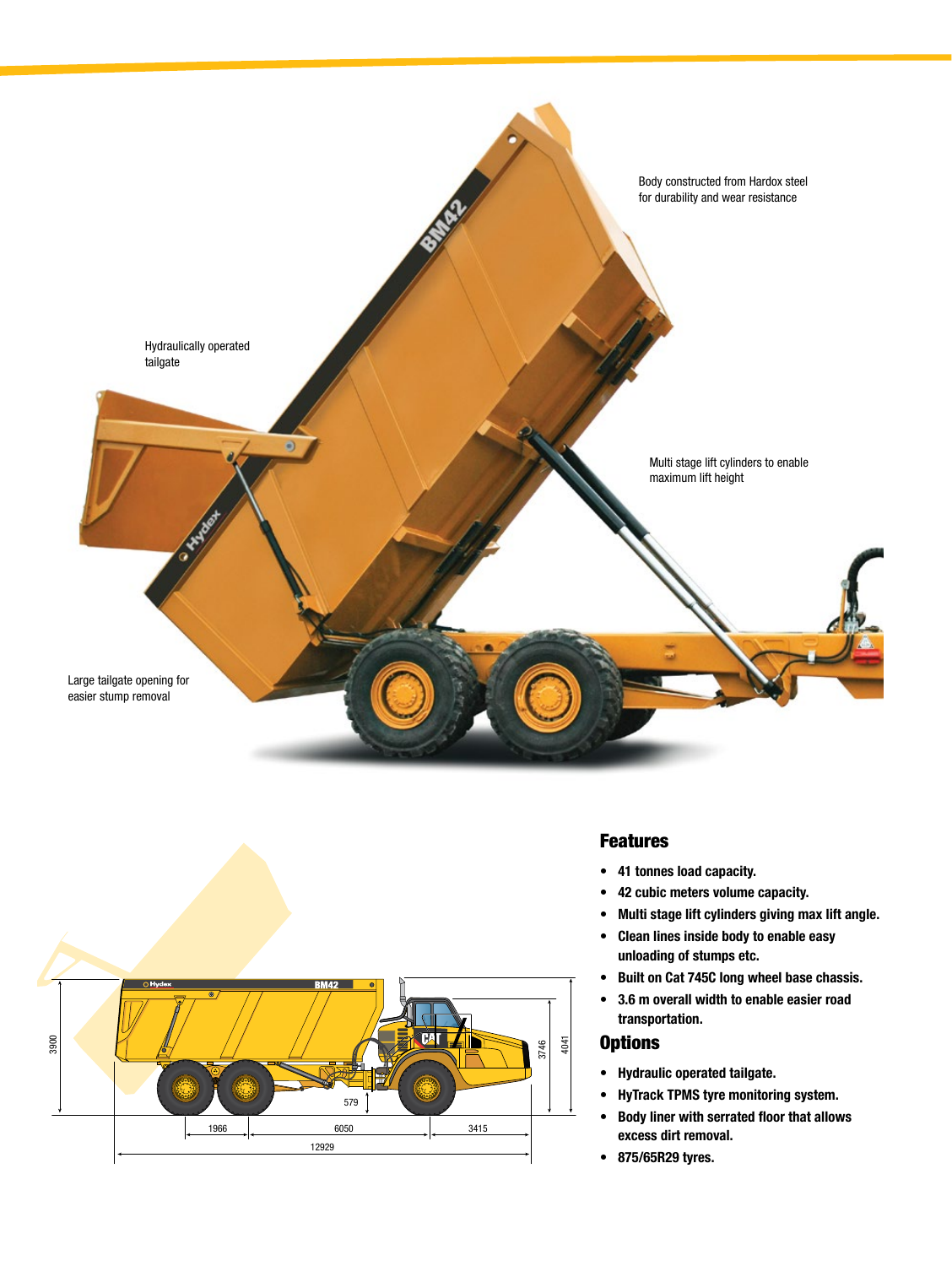Body constructed from Hardox steel for durability and wear resistance

Hydraulically operated tailgate

Multi stage lift cylinders to enable maximum lift height

Large tailgate opening for easier stump removal

## Features

- **41 tonnes load capacity.**
- **42 cubic meters volume capacity.**
- **Multi stage lift cylinders giving max lift angle.**
- **Clean lines inside body to enable easy unloading of stumps etc.**
- **Built on Cat 745C long wheel base chassis.**
- **3.6 m overall width to enable easier road transportation.**

## Options

- **Hydraulic operated tailgate.**
- **HyTrack TPMS tyre monitoring system.**
- **Body liner with serrated floor that allows excess dirt removal.**
- **875/65R29 tyres.**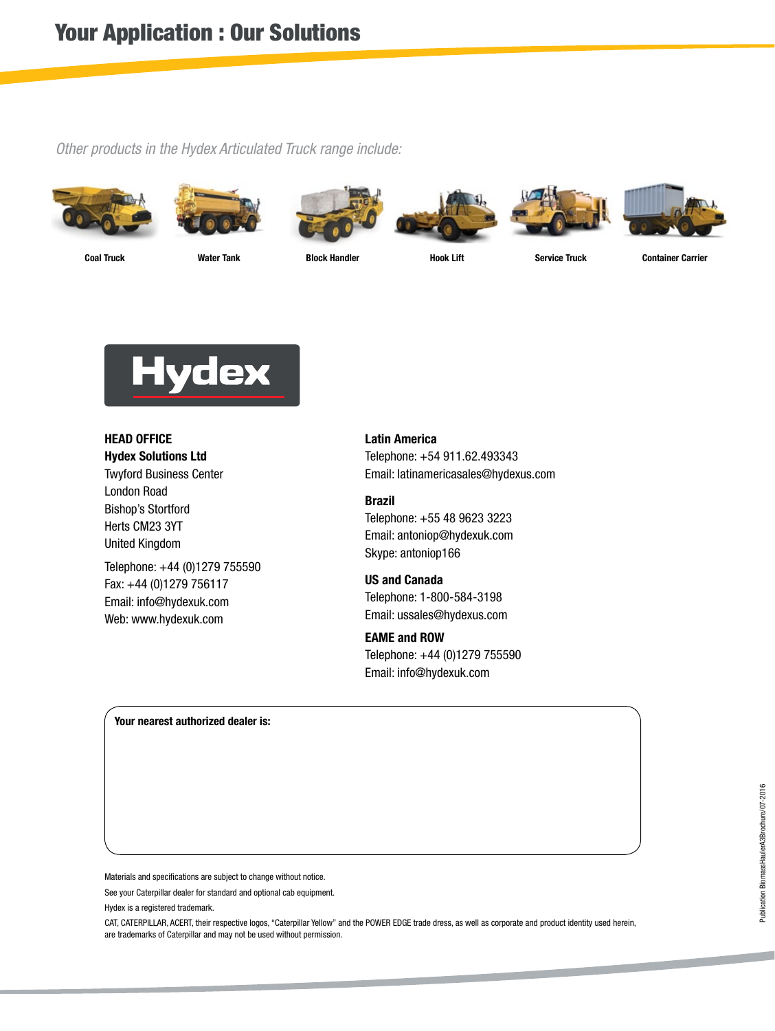# Your Application : Our Solutions

*Other products in the Hydex Articulated Truck range include:*

Coal Truck

Water Tank

Block Handler

Hook Lift

Service Truck

Container Carrier

Hydex

**HEAD OFFICE**
**Hydex Solutions Ltd**
Twyford Business Center
London Road
Bishop's Stortford
Herts CM23 3YT
United Kingdom

Telephone: +44 (0)1279 755590
Fax: +44 (0)1279 756117
Email: info@hydexuk.com
Web: www.hydexuk.com

**Latin America**
Telephone: +54 911.62.493343
Email: latinamericasales@hydexus.com

**Brazil**
Telephone: +55 48 9623 3223
Email: antoniop@hydexuk.com
Skype: antoniop166

**US and Canada**
Telephone: 1-800-584-3198
Email: ussales@hydexus.com

**EAME and ROW**
Telephone: +44 (0)1279 755590
Email: info@hydexuk.com

**Your nearest authorized dealer is:**

Materials and specifications are subject to change without notice.

See your Caterpillar dealer for standard and optional cab equipment.

Hydex is a registered trademark.

CAT, CATERPILLAR, ACERT, their respective logos, "Caterpillar Yellow" and the POWER EDGE trade dress, as well as corporate and product identity used herein, are trademarks of Caterpillar and may not be used without permission.

Publication BiomassHaulerA3Brochure/07-2016